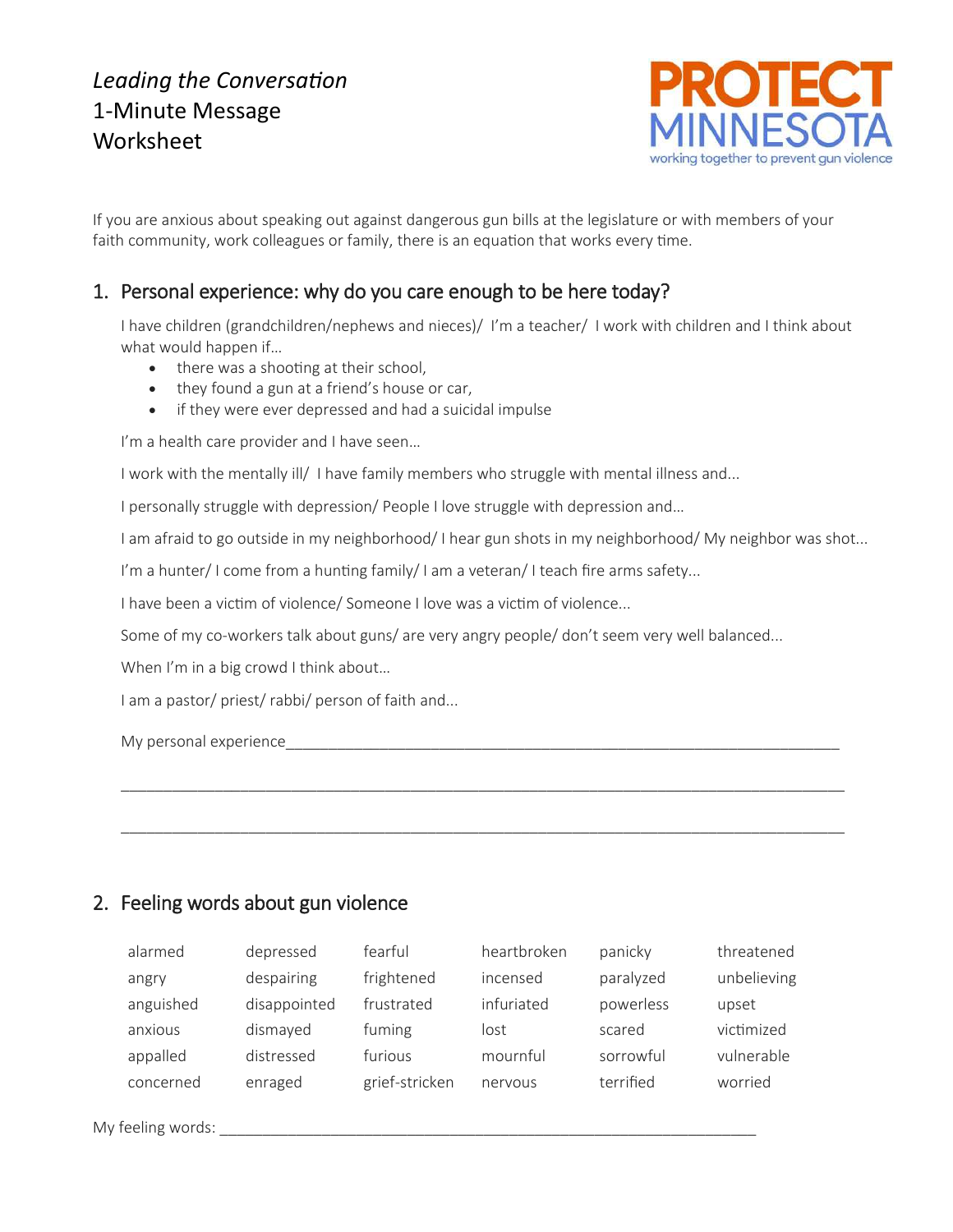# *Leading the Conversation*
# 1-Minute Message Worksheet

PROTECT MINNESOTA
working together to prevent gun violence

If you are anxious about speaking out against dangerous gun bills at the legislature or with members of your faith community, work colleagues or family, there is an equation that works every time.

## 1. Personal experience: why do you care enough to be here today?

I have children (grandchildren/nephews and nieces)/ I'm a teacher/ I work with children and I think about what would happen if…

- there was a shooting at their school,
- they found a gun at a friend's house or car,
- if they were ever depressed and had a suicidal impulse

I'm a health care provider and I have seen…

I work with the mentally ill/ I have family members who struggle with mental illness and...

I personally struggle with depression/ People I love struggle with depression and…

I am afraid to go outside in my neighborhood/ I hear gun shots in my neighborhood/ My neighbor was shot...

I'm a hunter/ I come from a hunting family/ I am a veteran/ I teach fire arms safety...

I have been a victim of violence/ Someone I love was a victim of violence...

Some of my co-workers talk about guns/ are very angry people/ don't seem very well balanced...

When I'm in a big crowd I think about…

I am a pastor/ priest/ rabbi/ person of faith and...

My personal experience______________________________________________________________________

_____________________________________________________________________________________

_____________________________________________________________________________________

## 2. Feeling words about gun violence

| | | | | | |
|---|---|---|---|---|---|
| alarmed | depressed | fearful | heartbroken | panicky | threatened |
| angry | despairing | frightened | incensed | paralyzed | unbelieving |
| anguished | disappointed | frustrated | infuriated | powerless | upset |
| anxious | dismayed | fuming | lost | scared | victimized |
| appalled | distressed | furious | mournful | sorrowful | vulnerable |
| concerned | enraged | grief-stricken | nervous | terrified | worried |

My feeling words: ______________________________________________________________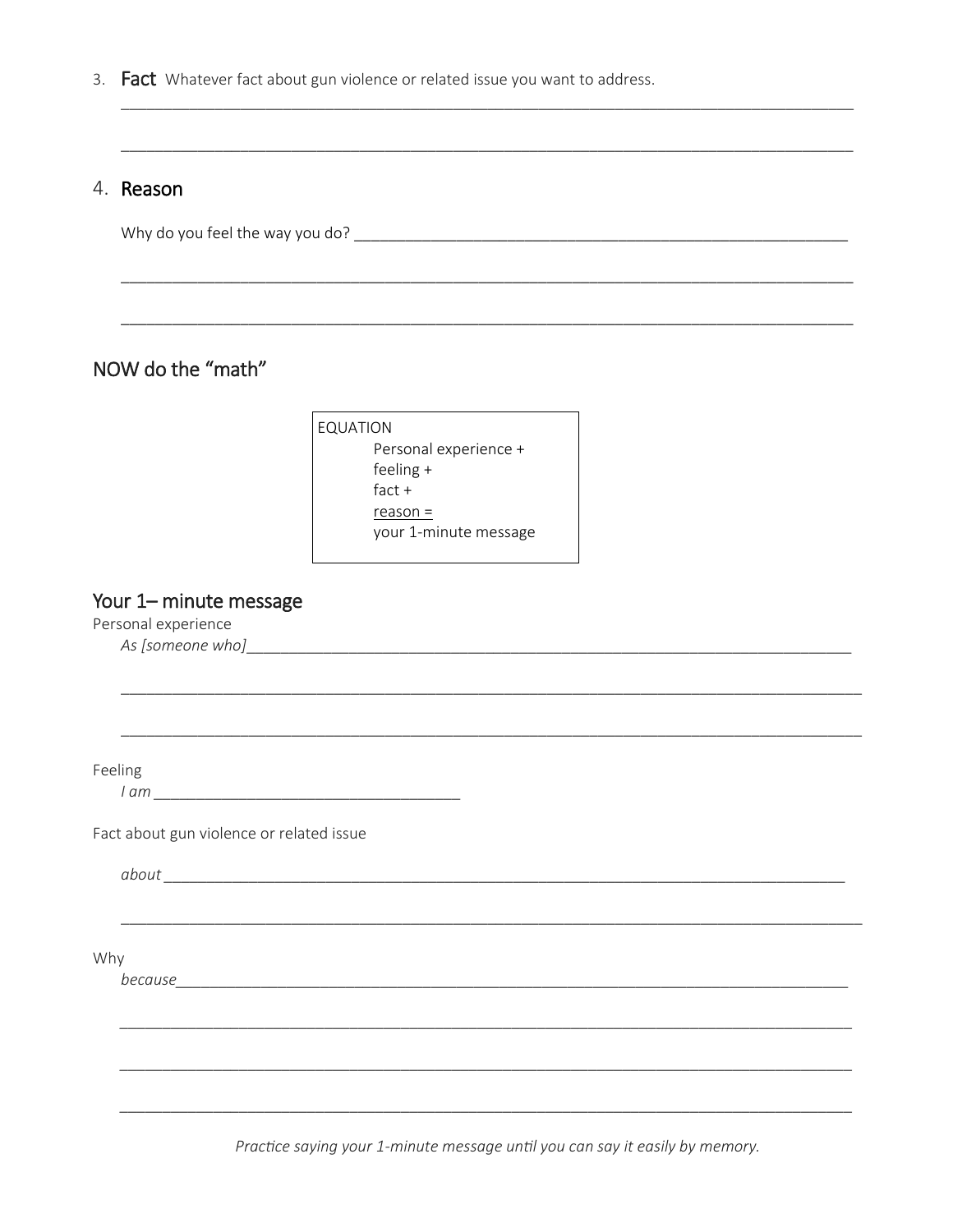3. **Fact** Whatever fact about gun violence or related issue you want to address.

______________________________________________________________________________

______________________________________________________________________________

4. **Reason**

   Why do you feel the way you do? ______________________________________________

   ______________________________________________________________________________

   ______________________________________________________________________________

## NOW do the "math"

> EQUATION
> Personal experience +
> feeling +
> fact +
> <u>reason =</u>
> your 1-minute message

## Your 1– minute message

Personal experience

*As [someone who]*______________________________________________________________

______________________________________________________________________________

______________________________________________________________________________

Feeling

*I am* ____________________________________

Fact about gun violence or related issue

*about* _______________________________________________________________________

______________________________________________________________________________

Why

*because*______________________________________________________________________

______________________________________________________________________________

______________________________________________________________________________

______________________________________________________________________________

*Practice saying your 1-minute message until you can say it easily by memory.*